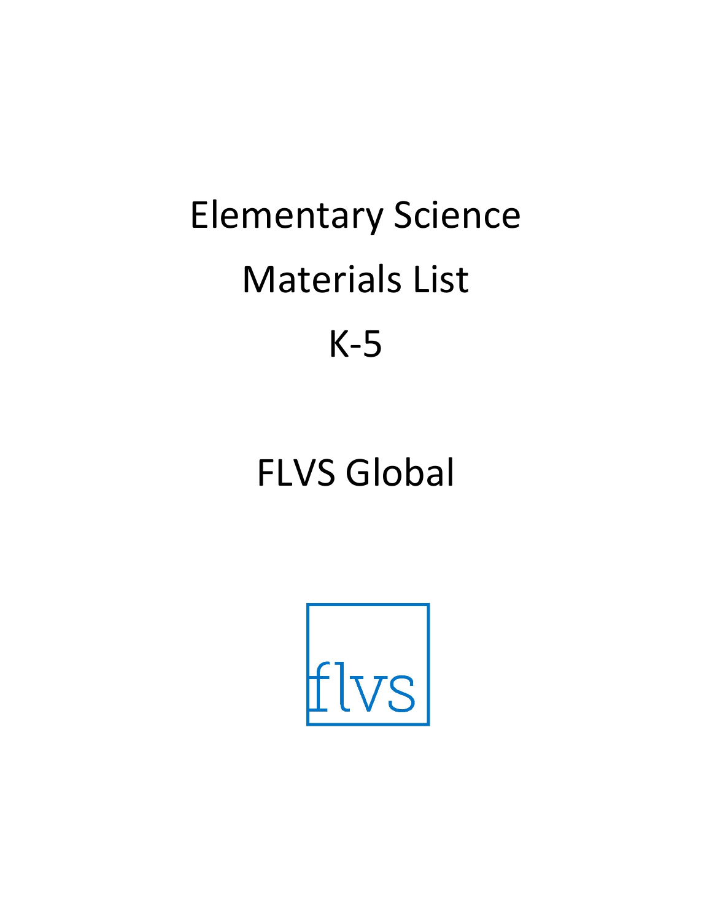# Elementary Science

# Materials List

# K-5

# FLVS Global

flvs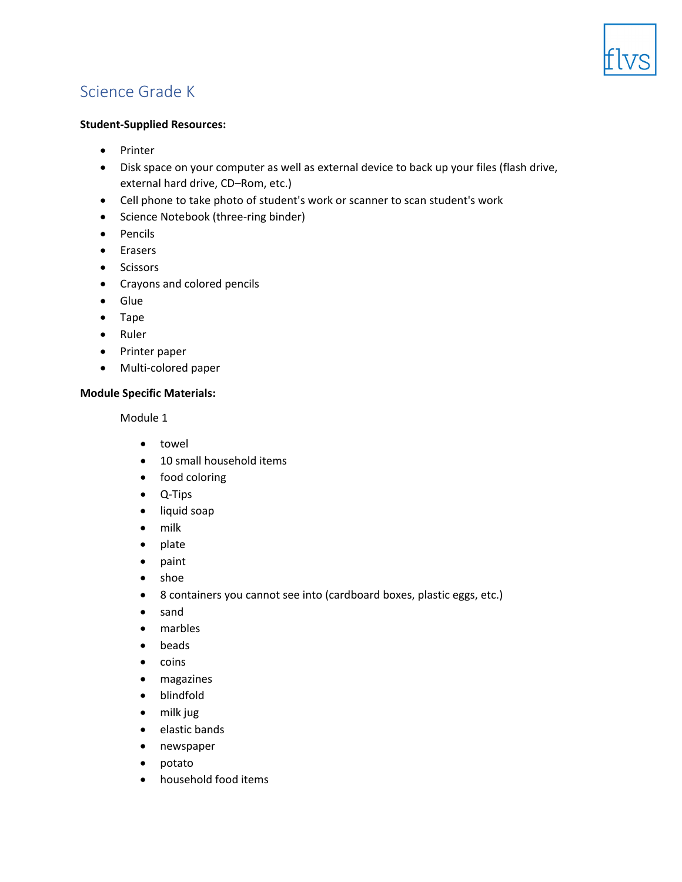## Science Grade K

**Student-Supplied Resources:**

- Printer
- Disk space on your computer as well as external device to back up your files (flash drive, external hard drive, CD–Rom, etc.)
- Cell phone to take photo of student's work or scanner to scan student's work
- Science Notebook (three-ring binder)
- Pencils
- Erasers
- Scissors
- Crayons and colored pencils
- Glue
- Tape
- Ruler
- Printer paper
- Multi-colored paper

**Module Specific Materials:**

Module 1

- towel
- 10 small household items
- food coloring
- Q-Tips
- liquid soap
- milk
- plate
- paint
- shoe
- 8 containers you cannot see into (cardboard boxes, plastic eggs, etc.)
- sand
- marbles
- beads
- coins
- magazines
- blindfold
- milk jug
- elastic bands
- newspaper
- potato
- household food items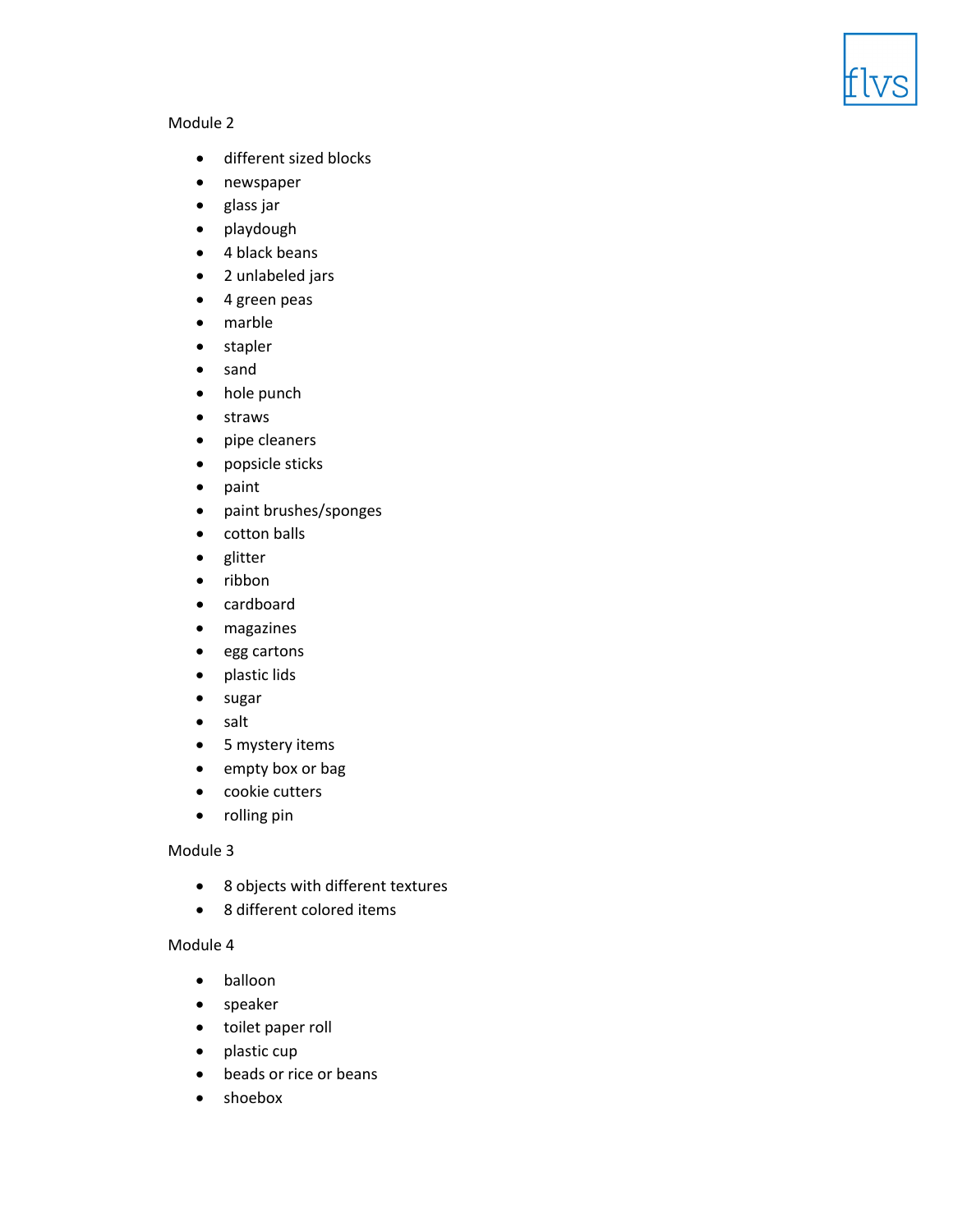Module 2

- different sized blocks
- newspaper
- glass jar
- playdough
- 4 black beans
- 2 unlabeled jars
- 4 green peas
- marble
- stapler
- sand
- hole punch
- straws
- pipe cleaners
- popsicle sticks
- paint
- paint brushes/sponges
- cotton balls
- glitter
- ribbon
- cardboard
- magazines
- egg cartons
- plastic lids
- sugar
- salt
- 5 mystery items
- empty box or bag
- cookie cutters
- rolling pin

Module 3

- 8 objects with different textures
- 8 different colored items

Module 4

- balloon
- speaker
- toilet paper roll
- plastic cup
- beads or rice or beans
- shoebox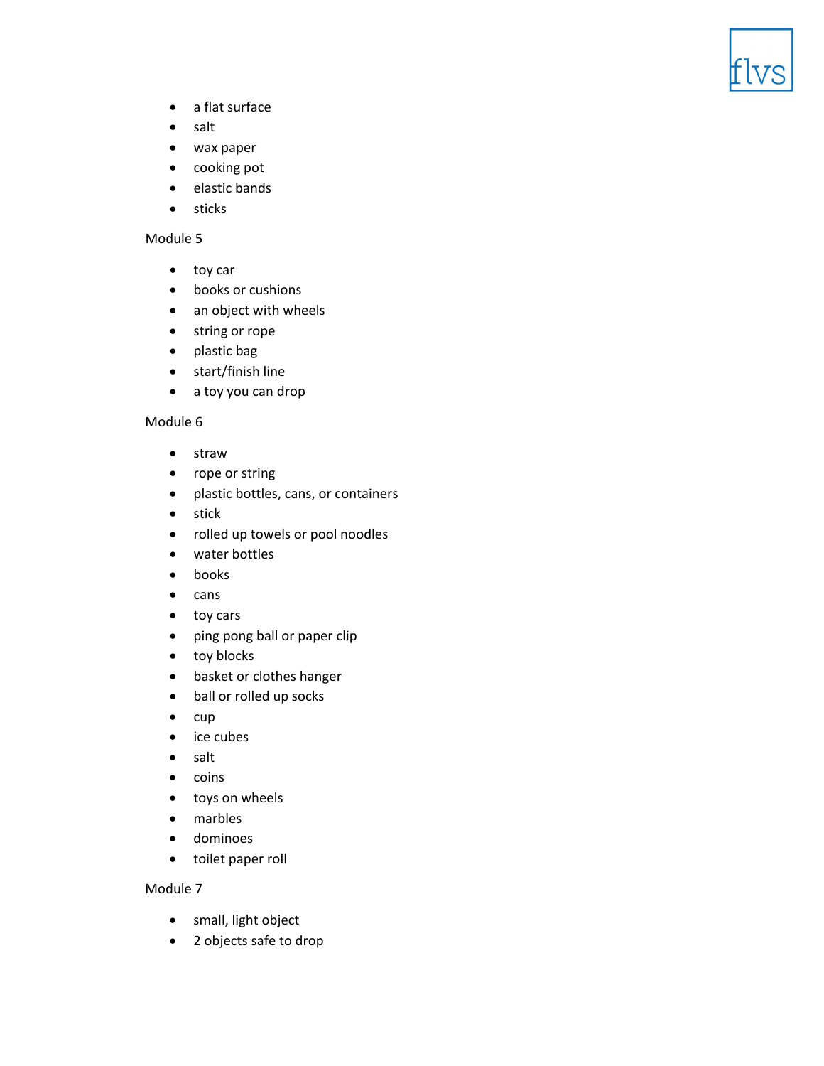- a flat surface
- salt
- wax paper
- cooking pot
- elastic bands
- sticks

Module 5

- toy car
- books or cushions
- an object with wheels
- string or rope
- plastic bag
- start/finish line
- a toy you can drop

Module 6

- straw
- rope or string
- plastic bottles, cans, or containers
- stick
- rolled up towels or pool noodles
- water bottles
- books
- cans
- toy cars
- ping pong ball or paper clip
- toy blocks
- basket or clothes hanger
- ball or rolled up socks
- cup
- ice cubes
- salt
- coins
- toys on wheels
- marbles
- dominoes
- toilet paper roll

Module 7

- small, light object
- 2 objects safe to drop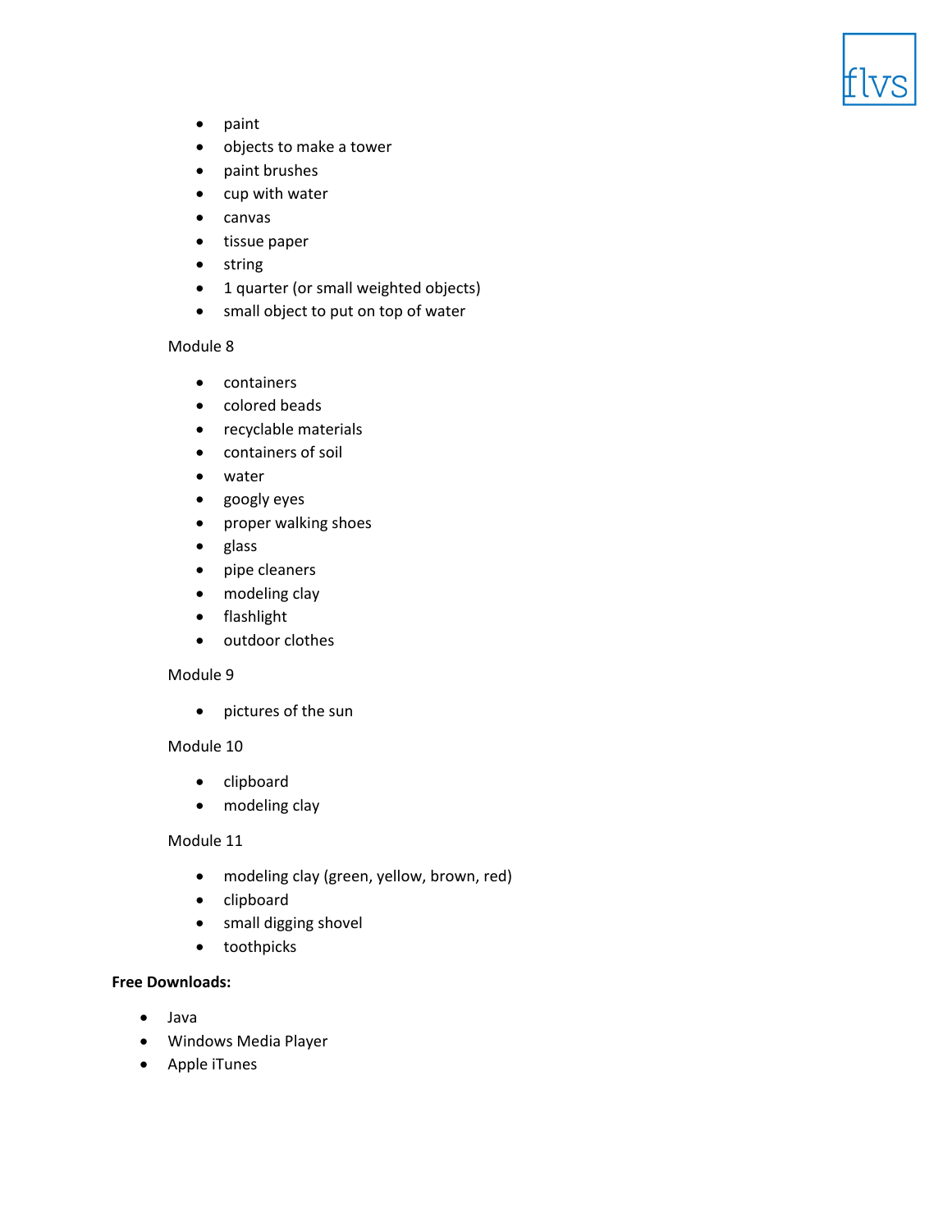- paint
- objects to make a tower
- paint brushes
- cup with water
- canvas
- tissue paper
- string
- 1 quarter (or small weighted objects)
- small object to put on top of water

Module 8

- containers
- colored beads
- recyclable materials
- containers of soil
- water
- googly eyes
- proper walking shoes
- glass
- pipe cleaners
- modeling clay
- flashlight
- outdoor clothes

Module 9

- pictures of the sun

Module 10

- clipboard
- modeling clay

Module 11

- modeling clay (green, yellow, brown, red)
- clipboard
- small digging shovel
- toothpicks

**Free Downloads:**

- Java
- Windows Media Player
- Apple iTunes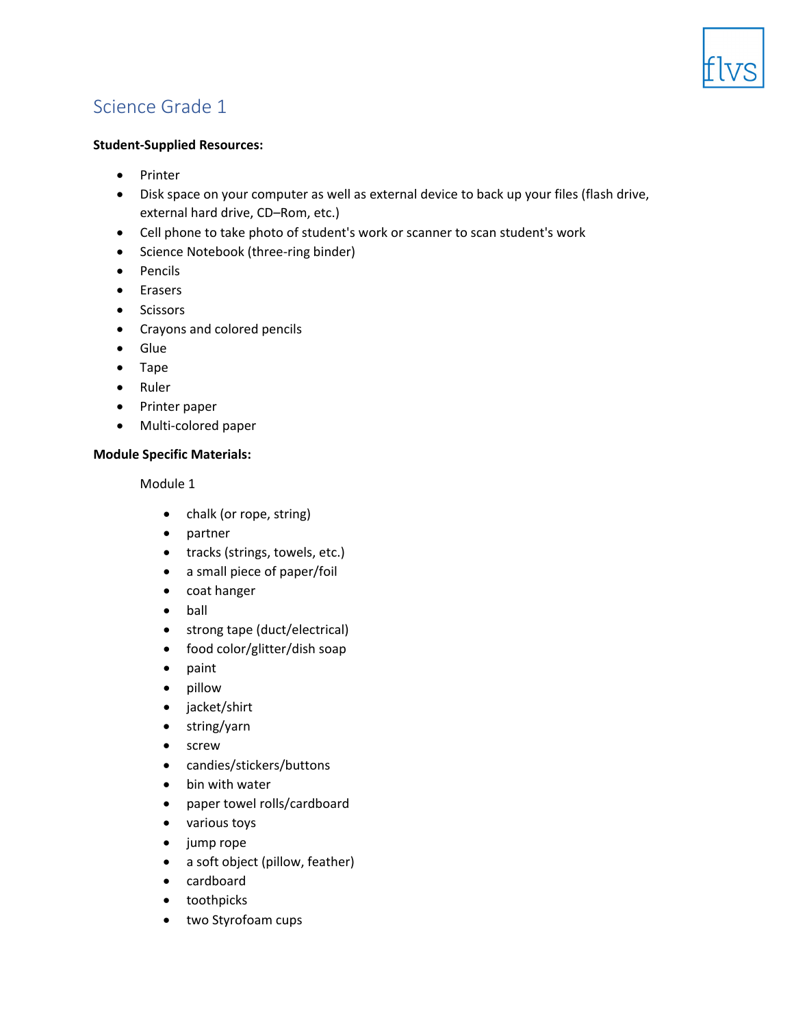## Science Grade 1

**Student-Supplied Resources:**

- Printer
- Disk space on your computer as well as external device to back up your files (flash drive, external hard drive, CD–Rom, etc.)
- Cell phone to take photo of student's work or scanner to scan student's work
- Science Notebook (three-ring binder)
- Pencils
- Erasers
- Scissors
- Crayons and colored pencils
- Glue
- Tape
- Ruler
- Printer paper
- Multi-colored paper

**Module Specific Materials:**

Module 1

- chalk (or rope, string)
- partner
- tracks (strings, towels, etc.)
- a small piece of paper/foil
- coat hanger
- ball
- strong tape (duct/electrical)
- food color/glitter/dish soap
- paint
- pillow
- jacket/shirt
- string/yarn
- screw
- candies/stickers/buttons
- bin with water
- paper towel rolls/cardboard
- various toys
- jump rope
- a soft object (pillow, feather)
- cardboard
- toothpicks
- two Styrofoam cups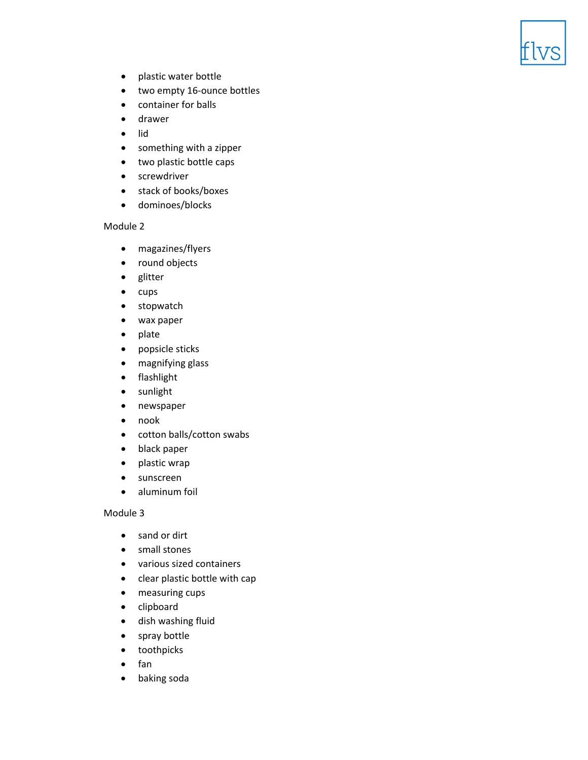- plastic water bottle
- two empty 16-ounce bottles
- container for balls
- drawer
- lid
- something with a zipper
- two plastic bottle caps
- screwdriver
- stack of books/boxes
- dominoes/blocks

Module 2

- magazines/flyers
- round objects
- glitter
- cups
- stopwatch
- wax paper
- plate
- popsicle sticks
- magnifying glass
- flashlight
- sunlight
- newspaper
- nook
- cotton balls/cotton swabs
- black paper
- plastic wrap
- sunscreen
- aluminum foil

Module 3

- sand or dirt
- small stones
- various sized containers
- clear plastic bottle with cap
- measuring cups
- clipboard
- dish washing fluid
- spray bottle
- toothpicks
- fan
- baking soda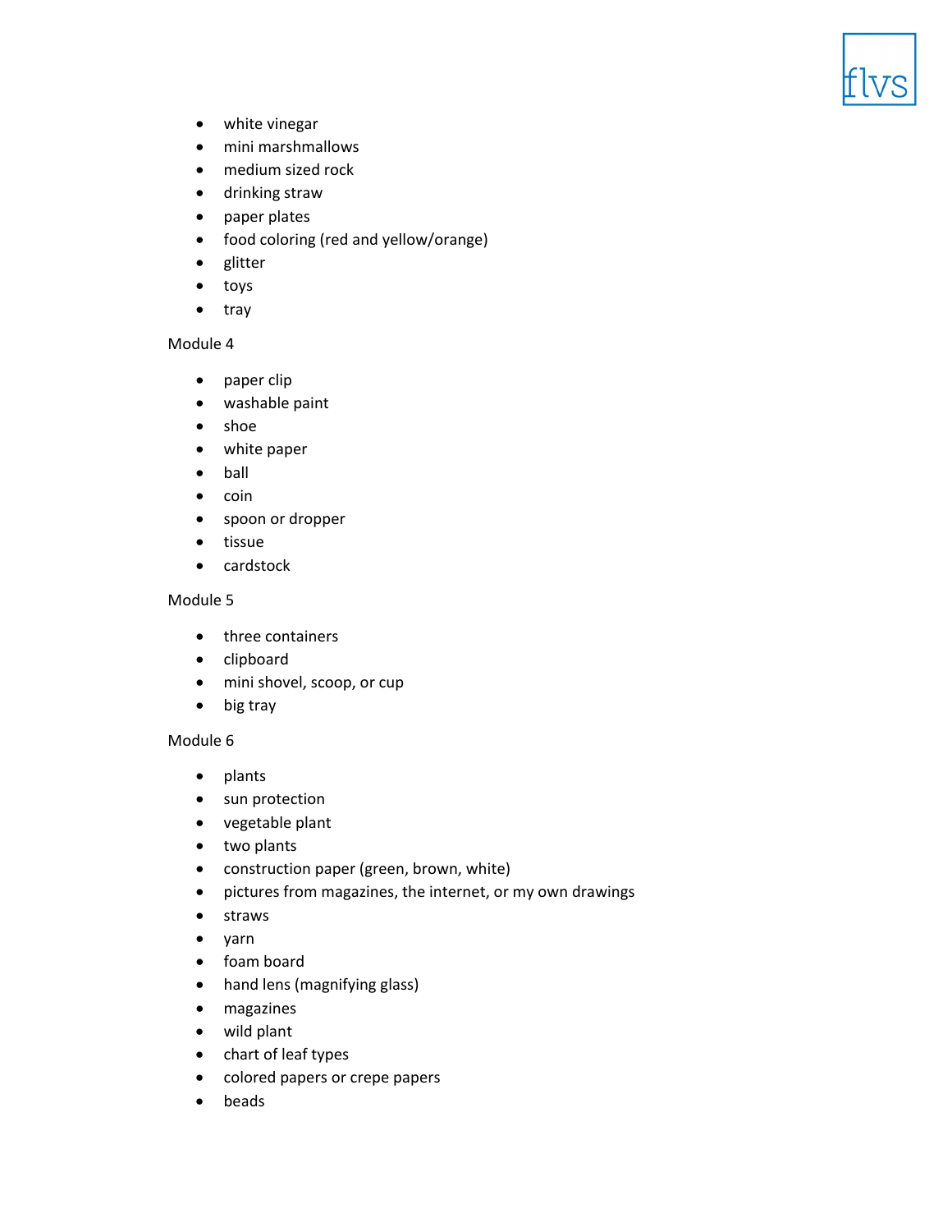- white vinegar
- mini marshmallows
- medium sized rock
- drinking straw
- paper plates
- food coloring (red and yellow/orange)
- glitter
- toys
- tray

Module 4

- paper clip
- washable paint
- shoe
- white paper
- ball
- coin
- spoon or dropper
- tissue
- cardstock

Module 5

- three containers
- clipboard
- mini shovel, scoop, or cup
- big tray

Module 6

- plants
- sun protection
- vegetable plant
- two plants
- construction paper (green, brown, white)
- pictures from magazines, the internet, or my own drawings
- straws
- yarn
- foam board
- hand lens (magnifying glass)
- magazines
- wild plant
- chart of leaf types
- colored papers or crepe papers
- beads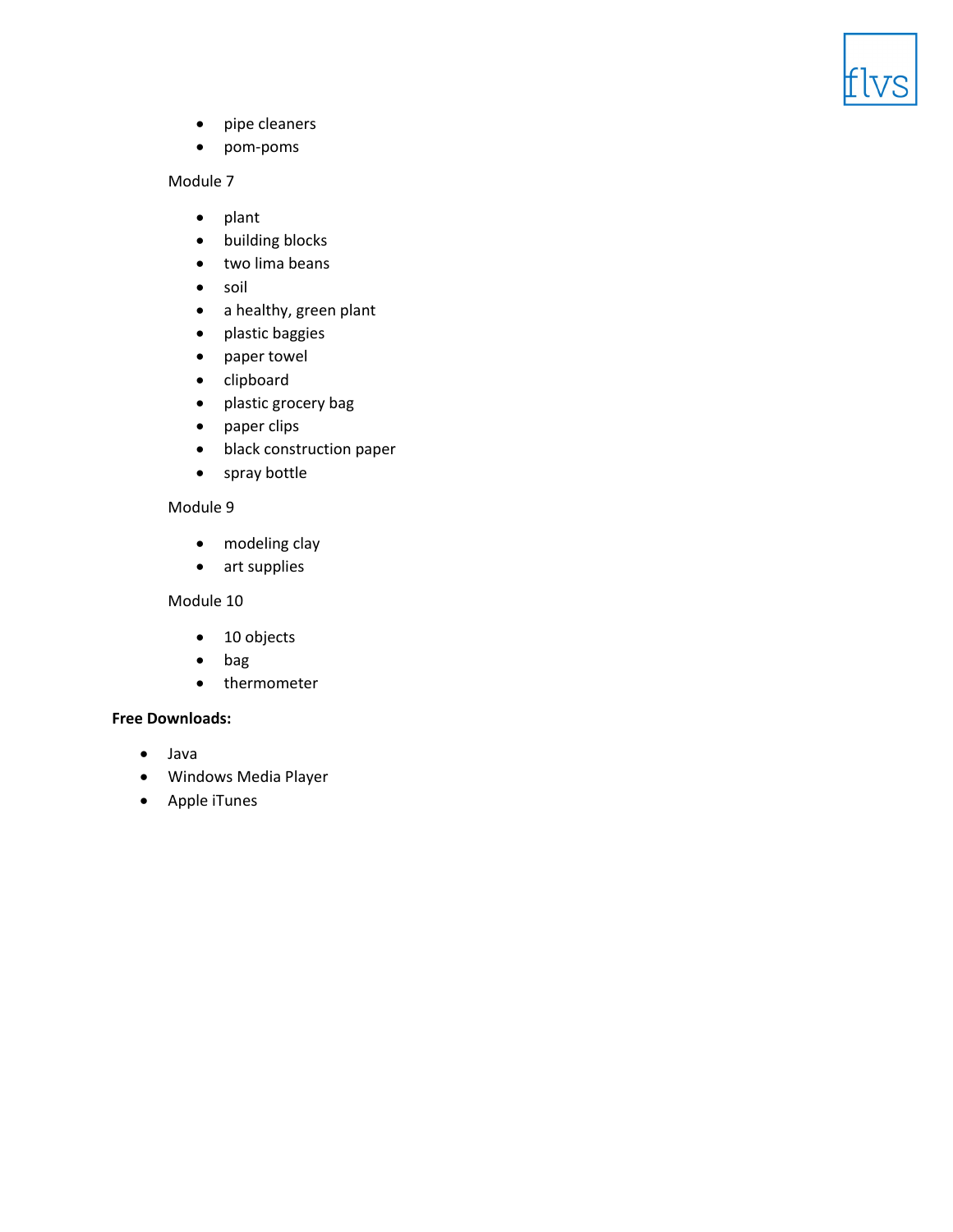- pipe cleaners
- pom-poms

Module 7

- plant
- building blocks
- two lima beans
- soil
- a healthy, green plant
- plastic baggies
- paper towel
- clipboard
- plastic grocery bag
- paper clips
- black construction paper
- spray bottle

Module 9

- modeling clay
- art supplies

Module 10

- 10 objects
- bag
- thermometer

**Free Downloads:**

- Java
- Windows Media Player
- Apple iTunes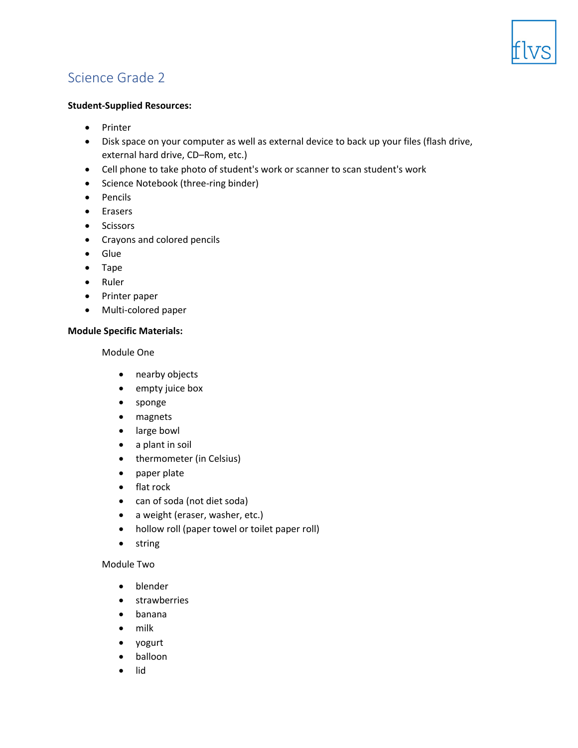## Science Grade 2

**Student-Supplied Resources:**

- Printer
- Disk space on your computer as well as external device to back up your files (flash drive, external hard drive, CD–Rom, etc.)
- Cell phone to take photo of student's work or scanner to scan student's work
- Science Notebook (three-ring binder)
- Pencils
- Erasers
- Scissors
- Crayons and colored pencils
- Glue
- Tape
- Ruler
- Printer paper
- Multi-colored paper

**Module Specific Materials:**

Module One

- nearby objects
- empty juice box
- sponge
- magnets
- large bowl
- a plant in soil
- thermometer (in Celsius)
- paper plate
- flat rock
- can of soda (not diet soda)
- a weight (eraser, washer, etc.)
- hollow roll (paper towel or toilet paper roll)
- string

Module Two

- blender
- strawberries
- banana
- milk
- yogurt
- balloon
- lid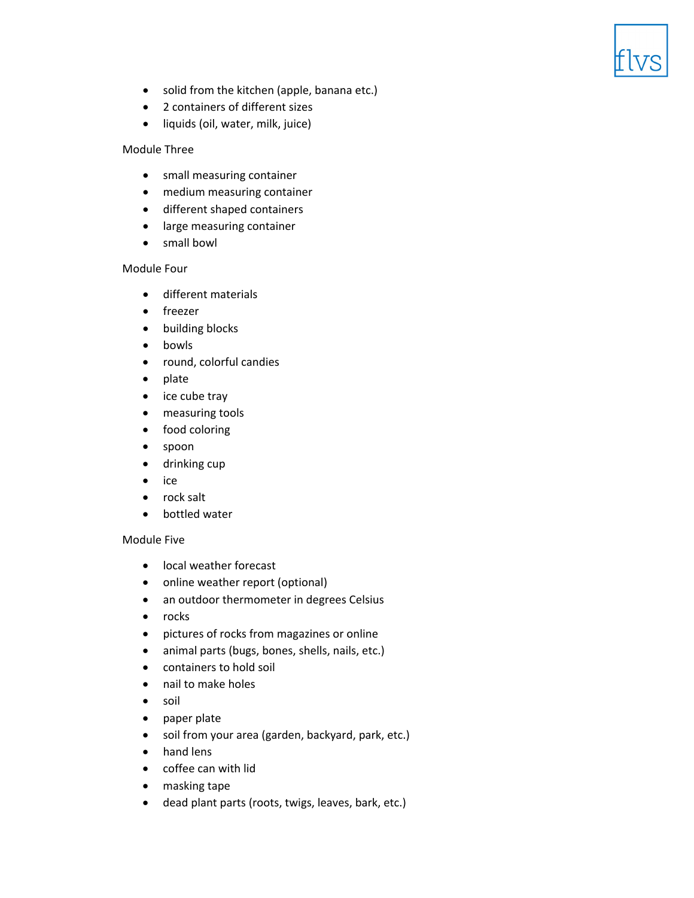- solid from the kitchen (apple, banana etc.)
- 2 containers of different sizes
- liquids (oil, water, milk, juice)

Module Three

- small measuring container
- medium measuring container
- different shaped containers
- large measuring container
- small bowl

Module Four

- different materials
- freezer
- building blocks
- bowls
- round, colorful candies
- plate
- ice cube tray
- measuring tools
- food coloring
- spoon
- drinking cup
- ice
- rock salt
- bottled water

Module Five

- local weather forecast
- online weather report (optional)
- an outdoor thermometer in degrees Celsius
- rocks
- pictures of rocks from magazines or online
- animal parts (bugs, bones, shells, nails, etc.)
- containers to hold soil
- nail to make holes
- soil
- paper plate
- soil from your area (garden, backyard, park, etc.)
- hand lens
- coffee can with lid
- masking tape
- dead plant parts (roots, twigs, leaves, bark, etc.)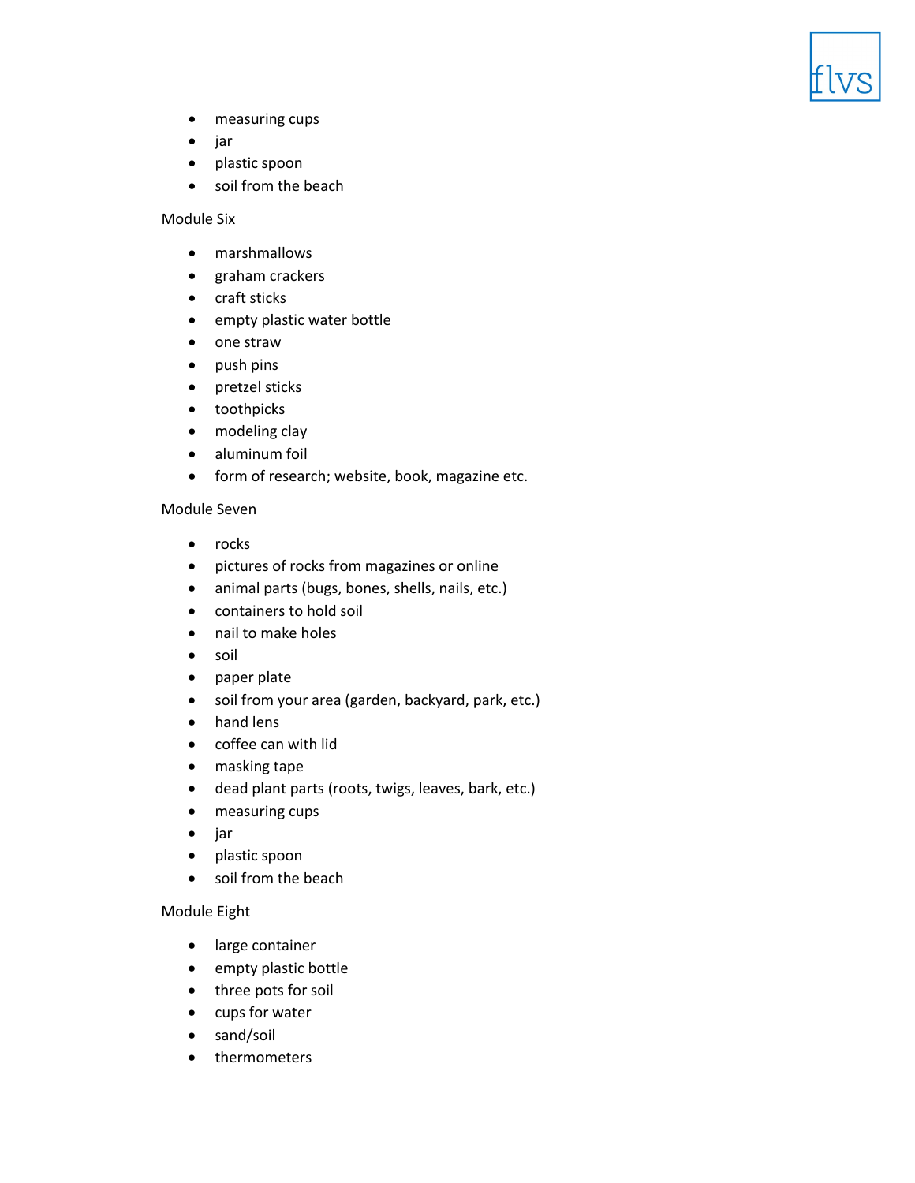- measuring cups
- jar
- plastic spoon
- soil from the beach

Module Six

- marshmallows
- graham crackers
- craft sticks
- empty plastic water bottle
- one straw
- push pins
- pretzel sticks
- toothpicks
- modeling clay
- aluminum foil
- form of research; website, book, magazine etc.

Module Seven

- rocks
- pictures of rocks from magazines or online
- animal parts (bugs, bones, shells, nails, etc.)
- containers to hold soil
- nail to make holes
- soil
- paper plate
- soil from your area (garden, backyard, park, etc.)
- hand lens
- coffee can with lid
- masking tape
- dead plant parts (roots, twigs, leaves, bark, etc.)
- measuring cups
- jar
- plastic spoon
- soil from the beach

Module Eight

- large container
- empty plastic bottle
- three pots for soil
- cups for water
- sand/soil
- thermometers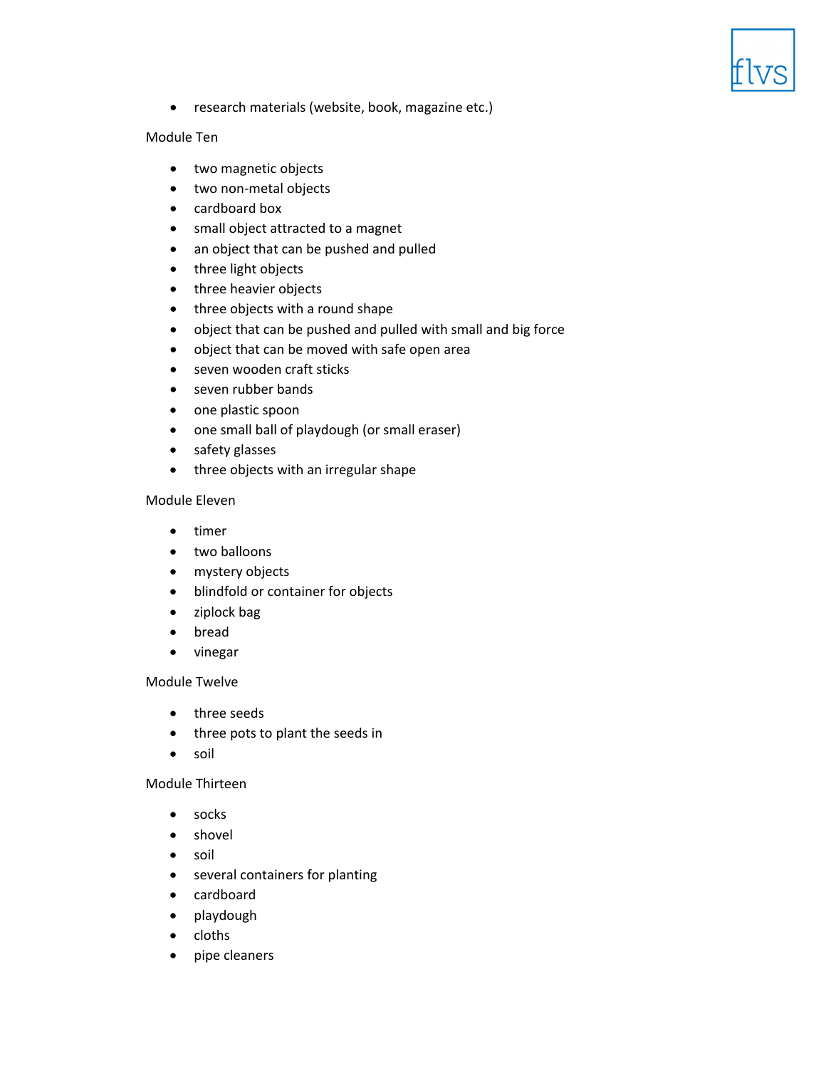- research materials (website, book, magazine etc.)

Module Ten

- two magnetic objects
- two non-metal objects
- cardboard box
- small object attracted to a magnet
- an object that can be pushed and pulled
- three light objects
- three heavier objects
- three objects with a round shape
- object that can be pushed and pulled with small and big force
- object that can be moved with safe open area
- seven wooden craft sticks
- seven rubber bands
- one plastic spoon
- one small ball of playdough (or small eraser)
- safety glasses
- three objects with an irregular shape

Module Eleven

- timer
- two balloons
- mystery objects
- blindfold or container for objects
- ziplock bag
- bread
- vinegar

Module Twelve

- three seeds
- three pots to plant the seeds in
- soil

Module Thirteen

- socks
- shovel
- soil
- several containers for planting
- cardboard
- playdough
- cloths
- pipe cleaners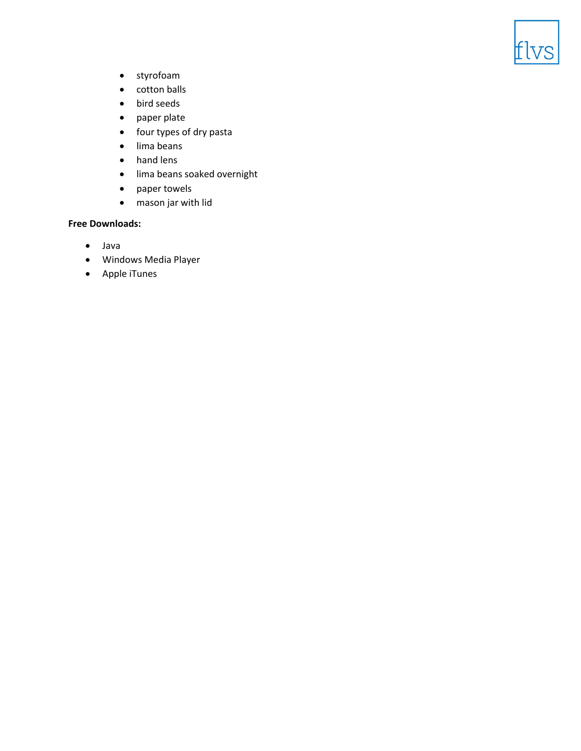- styrofoam
- cotton balls
- bird seeds
- paper plate
- four types of dry pasta
- lima beans
- hand lens
- lima beans soaked overnight
- paper towels
- mason jar with lid

**Free Downloads:**

- Java
- Windows Media Player
- Apple iTunes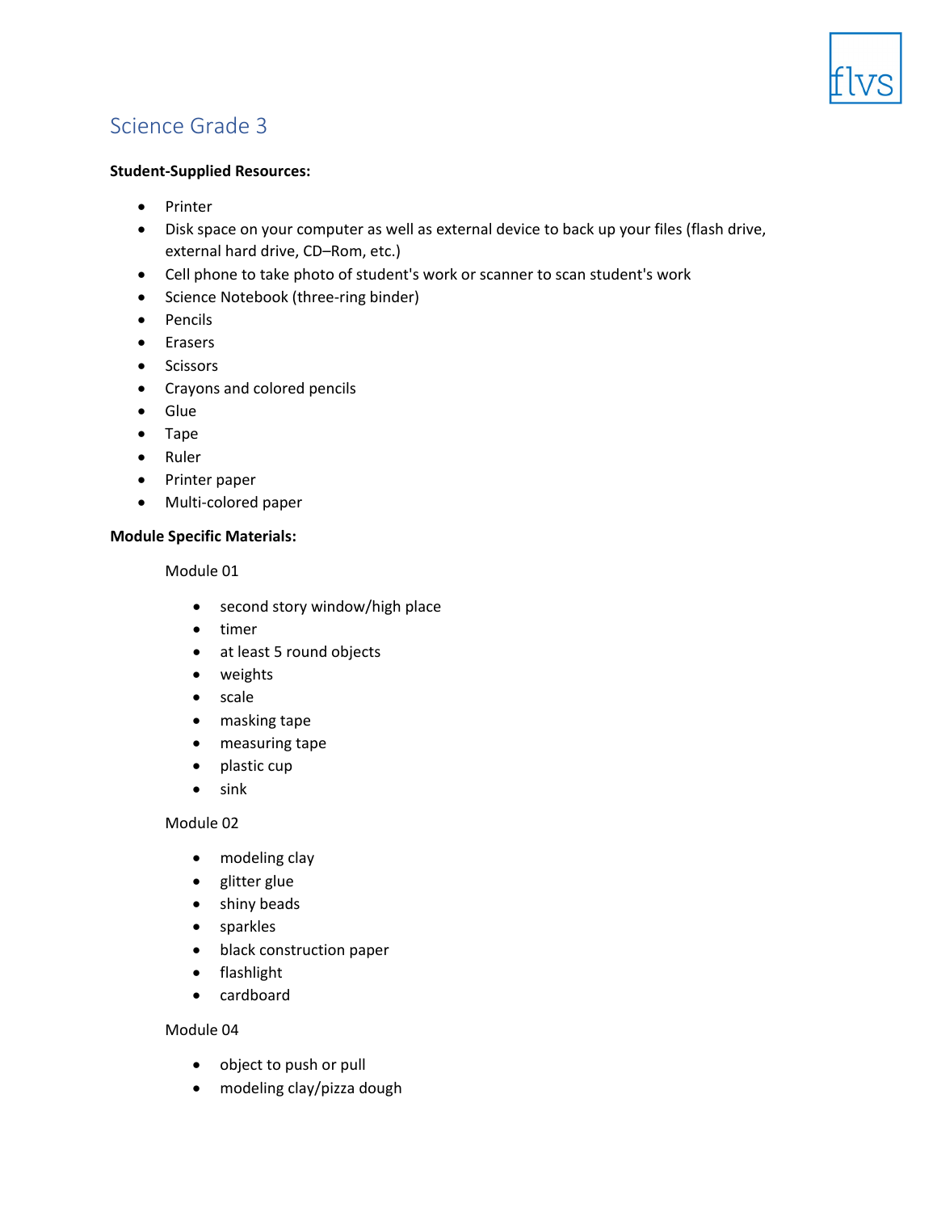## Science Grade 3

**Student-Supplied Resources:**

- Printer
- Disk space on your computer as well as external device to back up your files (flash drive, external hard drive, CD–Rom, etc.)
- Cell phone to take photo of student's work or scanner to scan student's work
- Science Notebook (three-ring binder)
- Pencils
- Erasers
- Scissors
- Crayons and colored pencils
- Glue
- Tape
- Ruler
- Printer paper
- Multi-colored paper

**Module Specific Materials:**

Module 01

- second story window/high place
- timer
- at least 5 round objects
- weights
- scale
- masking tape
- measuring tape
- plastic cup
- sink

Module 02

- modeling clay
- glitter glue
- shiny beads
- sparkles
- black construction paper
- flashlight
- cardboard

Module 04

- object to push or pull
- modeling clay/pizza dough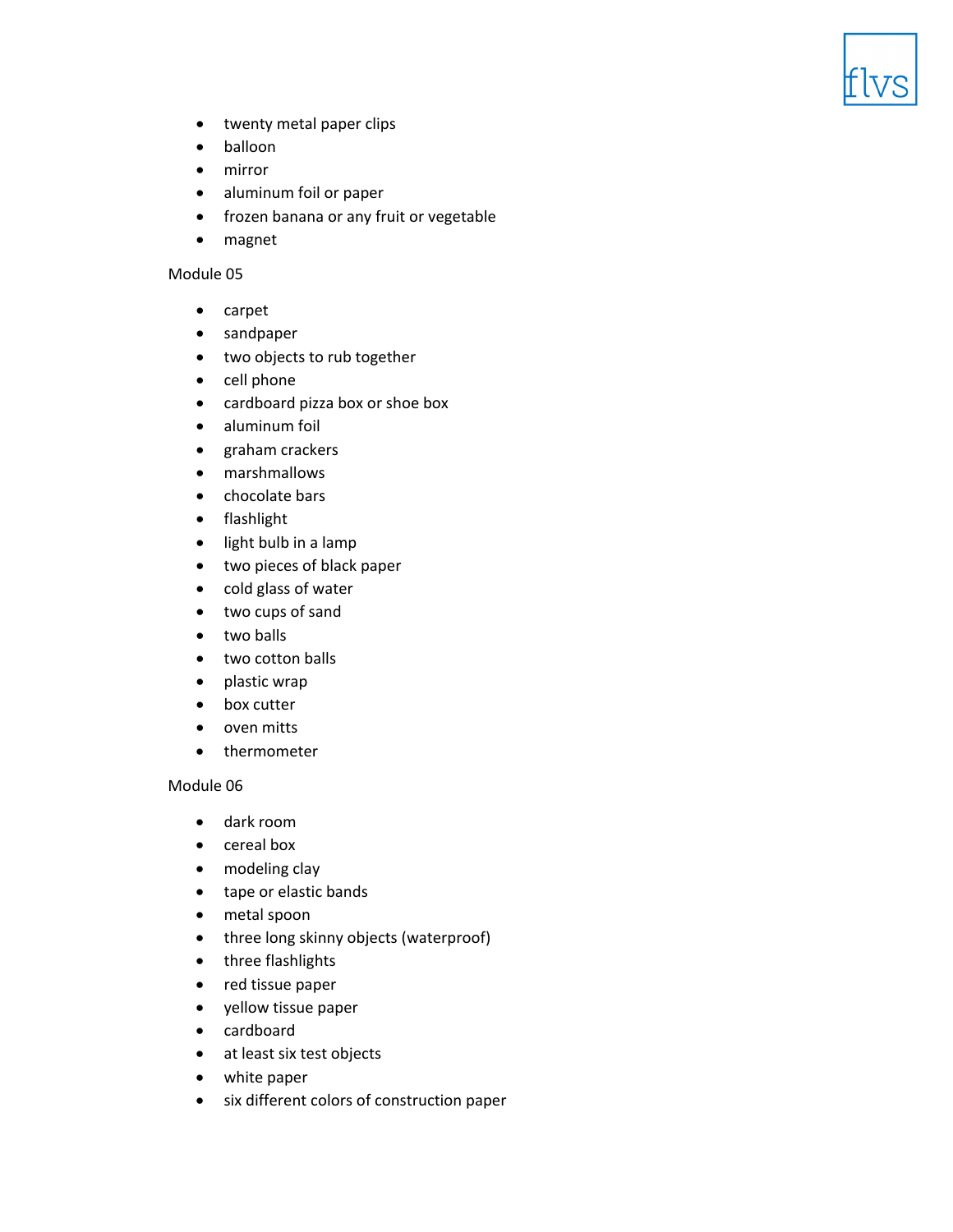- twenty metal paper clips
- balloon
- mirror
- aluminum foil or paper
- frozen banana or any fruit or vegetable
- magnet

Module 05

- carpet
- sandpaper
- two objects to rub together
- cell phone
- cardboard pizza box or shoe box
- aluminum foil
- graham crackers
- marshmallows
- chocolate bars
- flashlight
- light bulb in a lamp
- two pieces of black paper
- cold glass of water
- two cups of sand
- two balls
- two cotton balls
- plastic wrap
- box cutter
- oven mitts
- thermometer

Module 06

- dark room
- cereal box
- modeling clay
- tape or elastic bands
- metal spoon
- three long skinny objects (waterproof)
- three flashlights
- red tissue paper
- yellow tissue paper
- cardboard
- at least six test objects
- white paper
- six different colors of construction paper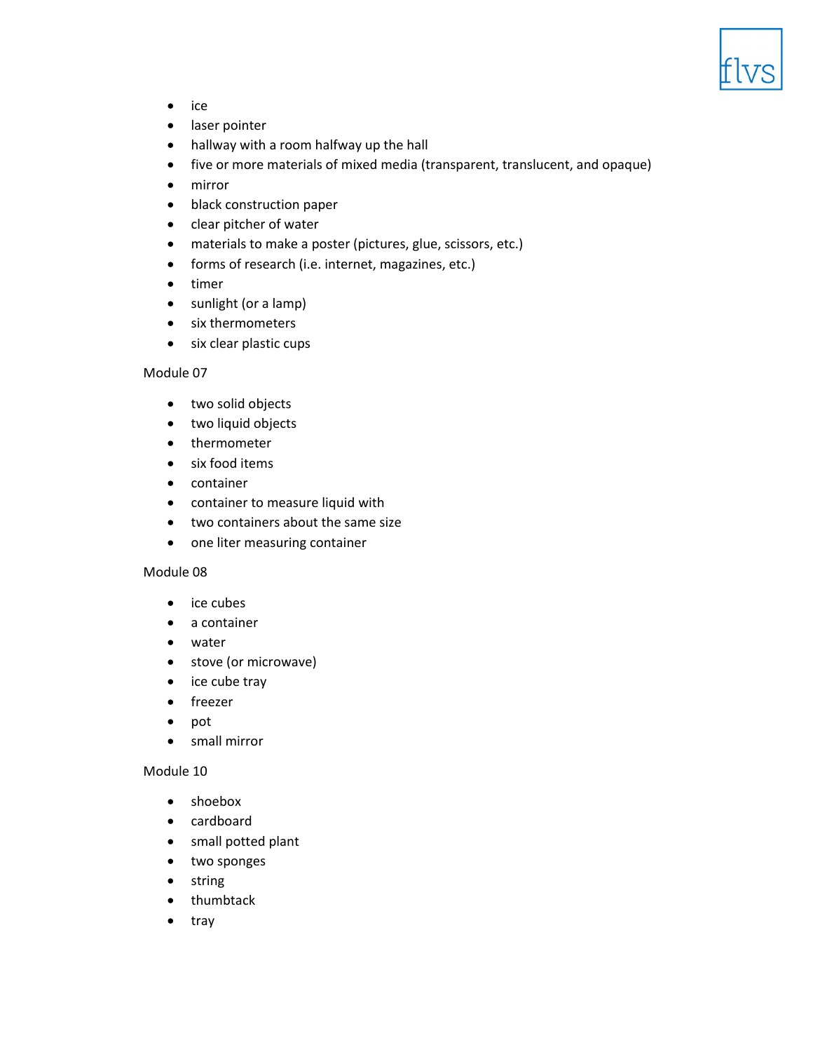- ice
- laser pointer
- hallway with a room halfway up the hall
- five or more materials of mixed media (transparent, translucent, and opaque)
- mirror
- black construction paper
- clear pitcher of water
- materials to make a poster (pictures, glue, scissors, etc.)
- forms of research (i.e. internet, magazines, etc.)
- timer
- sunlight (or a lamp)
- six thermometers
- six clear plastic cups

Module 07

- two solid objects
- two liquid objects
- thermometer
- six food items
- container
- container to measure liquid with
- two containers about the same size
- one liter measuring container

Module 08

- ice cubes
- a container
- water
- stove (or microwave)
- ice cube tray
- freezer
- pot
- small mirror

Module 10

- shoebox
- cardboard
- small potted plant
- two sponges
- string
- thumbtack
- tray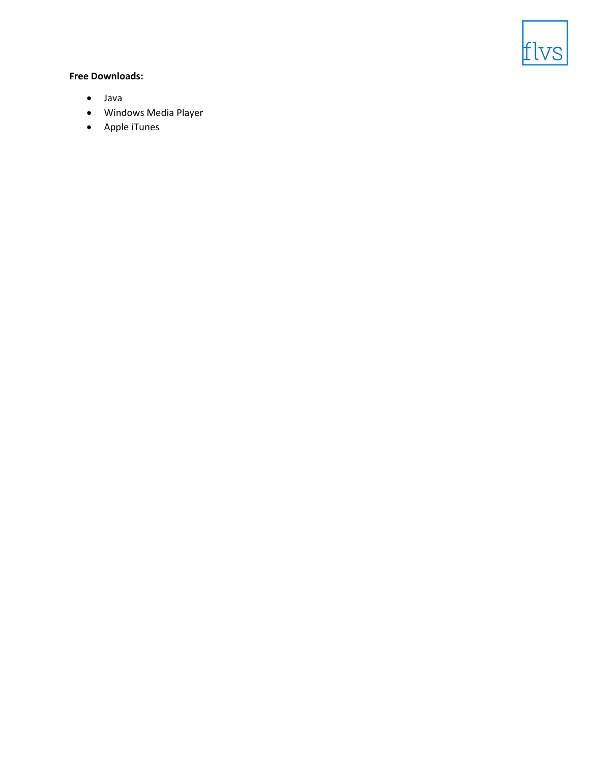**Free Downloads:**

- Java
- Windows Media Player
- Apple iTunes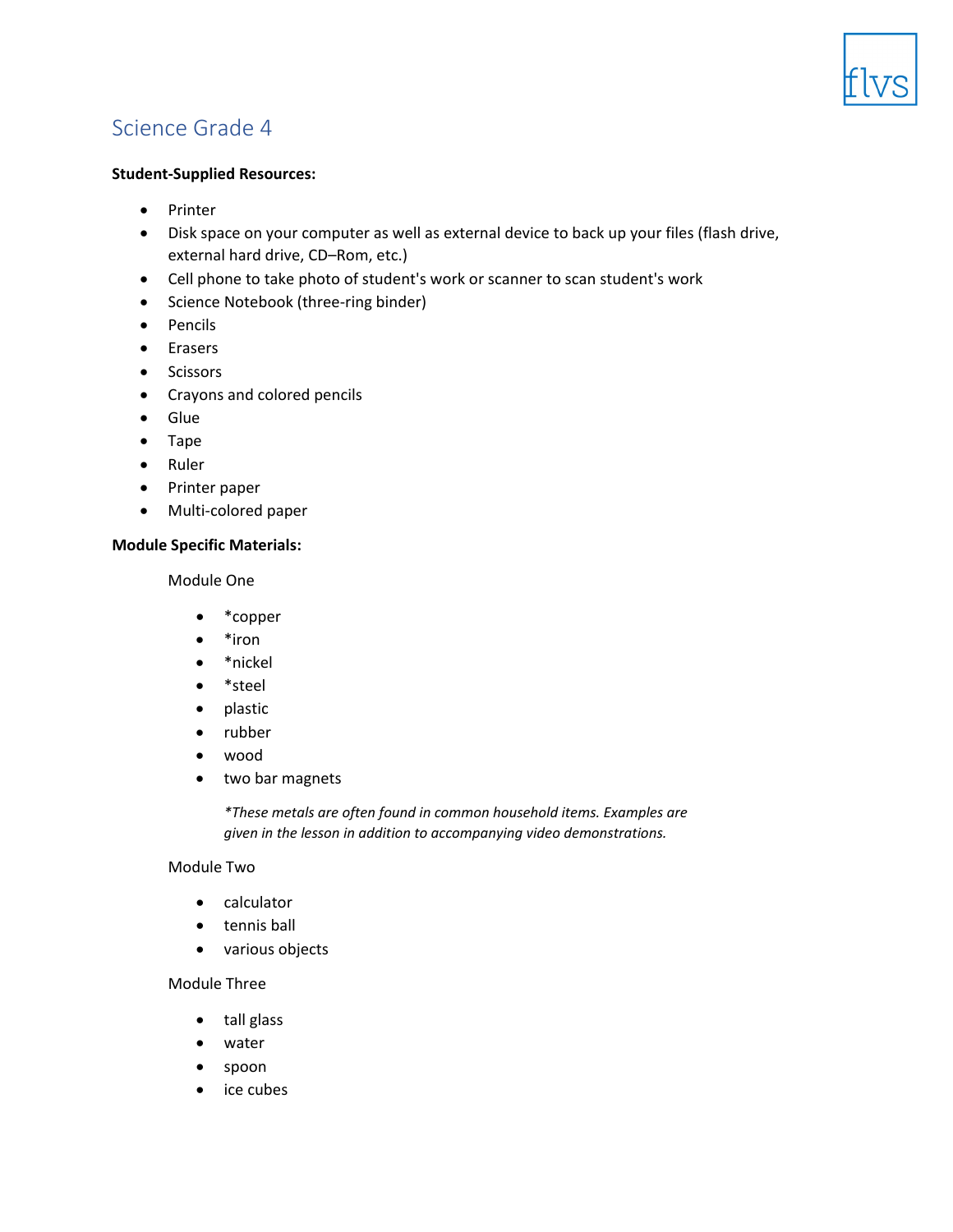## Science Grade 4

**Student-Supplied Resources:**

- Printer
- Disk space on your computer as well as external device to back up your files (flash drive, external hard drive, CD–Rom, etc.)
- Cell phone to take photo of student's work or scanner to scan student's work
- Science Notebook (three-ring binder)
- Pencils
- Erasers
- Scissors
- Crayons and colored pencils
- Glue
- Tape
- Ruler
- Printer paper
- Multi-colored paper

**Module Specific Materials:**

Module One

- *copper
- *iron
- *nickel
- *steel
- plastic
- rubber
- wood
- two bar magnets

*\*These metals are often found in common household items. Examples are given in the lesson in addition to accompanying video demonstrations.*

Module Two

- calculator
- tennis ball
- various objects

Module Three

- tall glass
- water
- spoon
- ice cubes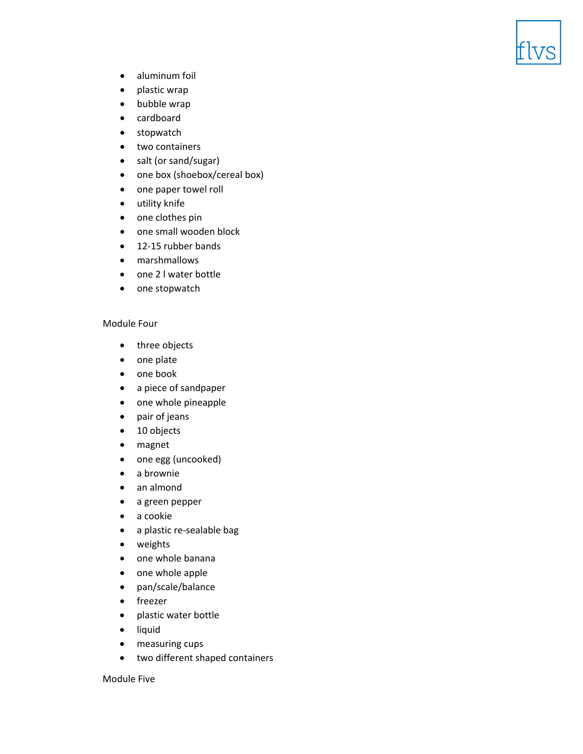- aluminum foil
- plastic wrap
- bubble wrap
- cardboard
- stopwatch
- two containers
- salt (or sand/sugar)
- one box (shoebox/cereal box)
- one paper towel roll
- utility knife
- one clothes pin
- one small wooden block
- 12-15 rubber bands
- marshmallows
- one 2 l water bottle
- one stopwatch

Module Four

- three objects
- one plate
- one book
- a piece of sandpaper
- one whole pineapple
- pair of jeans
- 10 objects
- magnet
- one egg (uncooked)
- a brownie
- an almond
- a green pepper
- a cookie
- a plastic re-sealable bag
- weights
- one whole banana
- one whole apple
- pan/scale/balance
- freezer
- plastic water bottle
- liquid
- measuring cups
- two different shaped containers

Module Five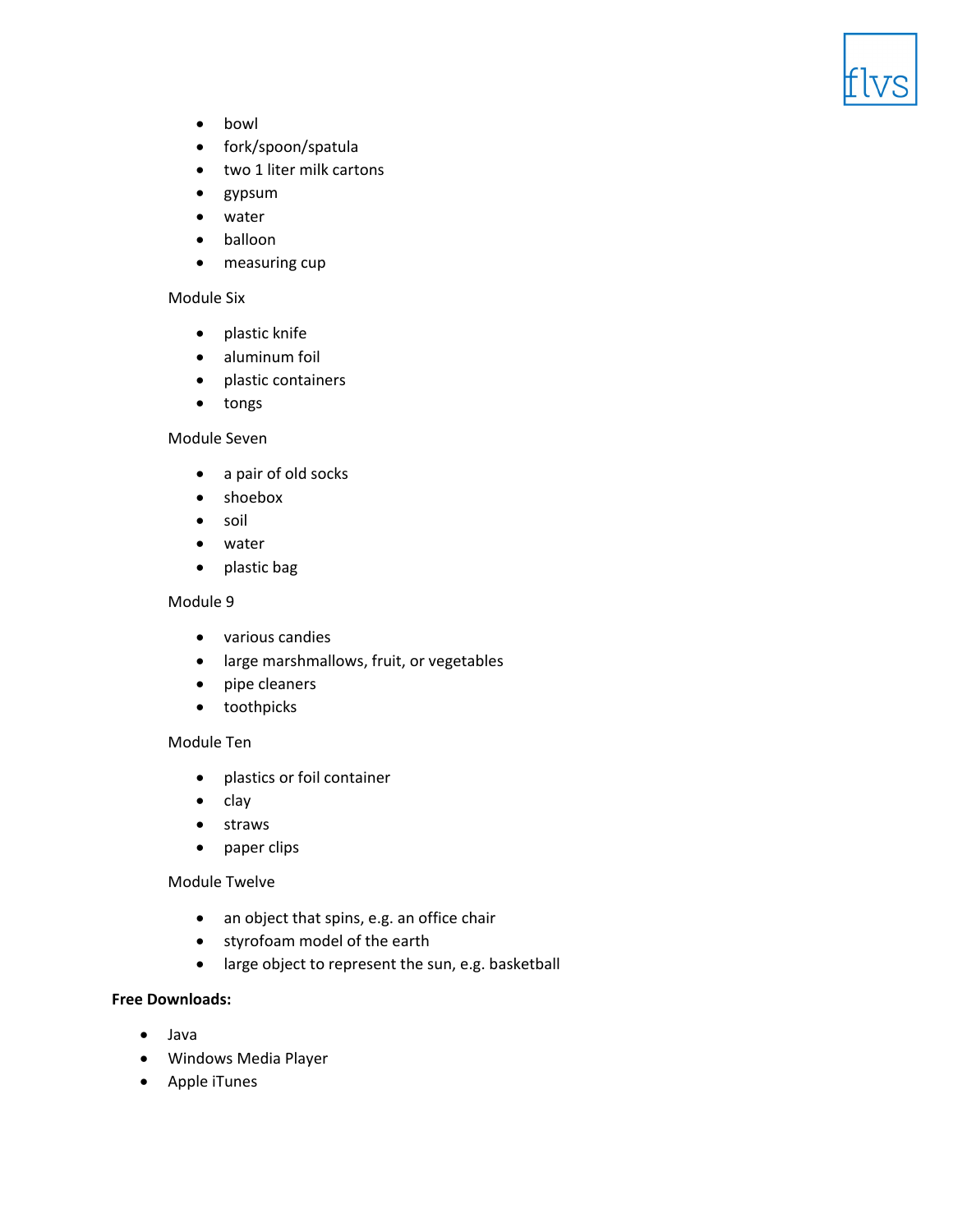- bowl
- fork/spoon/spatula
- two 1 liter milk cartons
- gypsum
- water
- balloon
- measuring cup

Module Six

- plastic knife
- aluminum foil
- plastic containers
- tongs

Module Seven

- a pair of old socks
- shoebox
- soil
- water
- plastic bag

Module 9

- various candies
- large marshmallows, fruit, or vegetables
- pipe cleaners
- toothpicks

Module Ten

- plastics or foil container
- clay
- straws
- paper clips

Module Twelve

- an object that spins, e.g. an office chair
- styrofoam model of the earth
- large object to represent the sun, e.g. basketball

**Free Downloads:**

- Java
- Windows Media Player
- Apple iTunes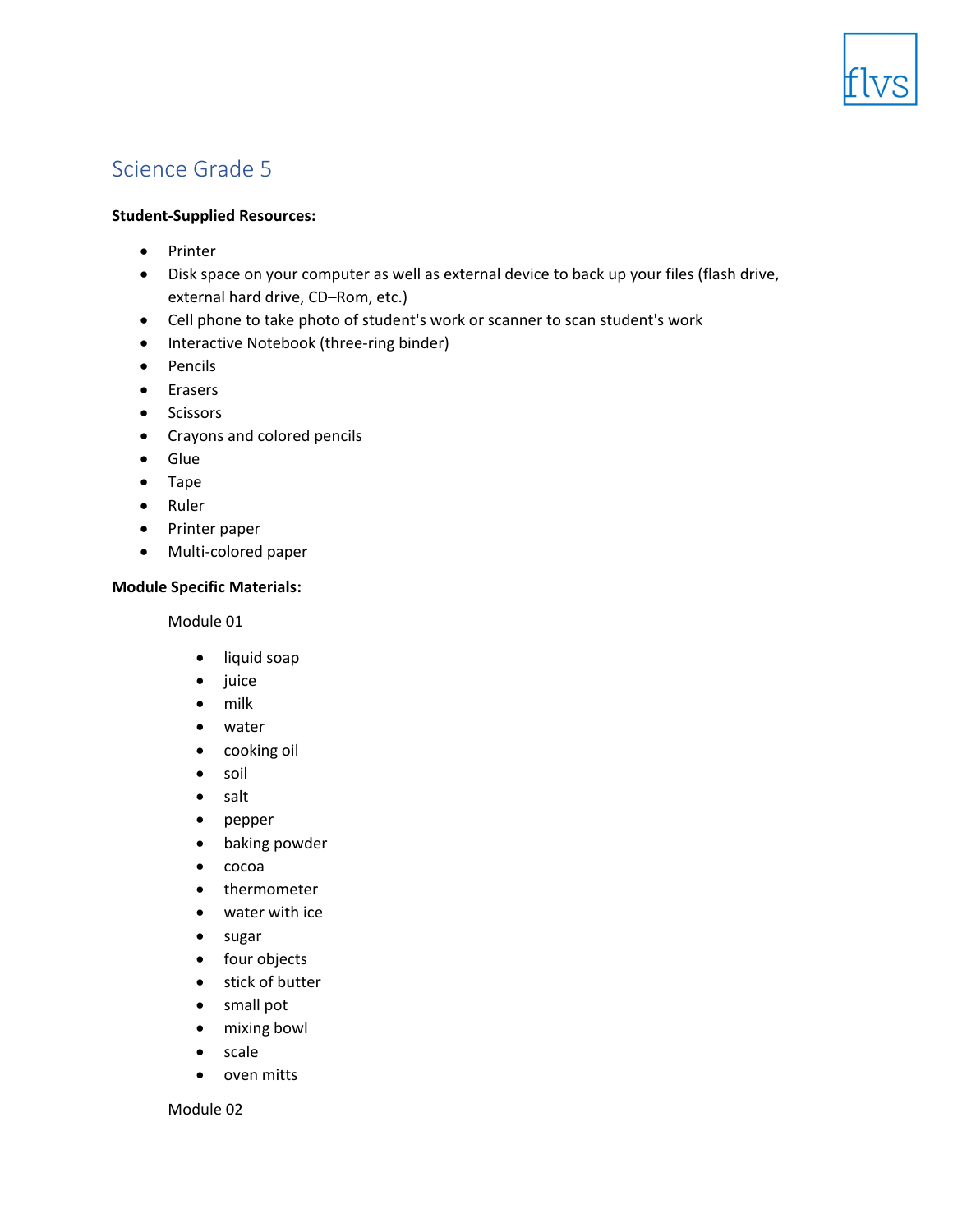# Science Grade 5

**Student-Supplied Resources:**

- Printer
- Disk space on your computer as well as external device to back up your files (flash drive, external hard drive, CD–Rom, etc.)
- Cell phone to take photo of student's work or scanner to scan student's work
- Interactive Notebook (three-ring binder)
- Pencils
- Erasers
- Scissors
- Crayons and colored pencils
- Glue
- Tape
- Ruler
- Printer paper
- Multi-colored paper

**Module Specific Materials:**

Module 01

- liquid soap
- juice
- milk
- water
- cooking oil
- soil
- salt
- pepper
- baking powder
- cocoa
- thermometer
- water with ice
- sugar
- four objects
- stick of butter
- small pot
- mixing bowl
- scale
- oven mitts

Module 02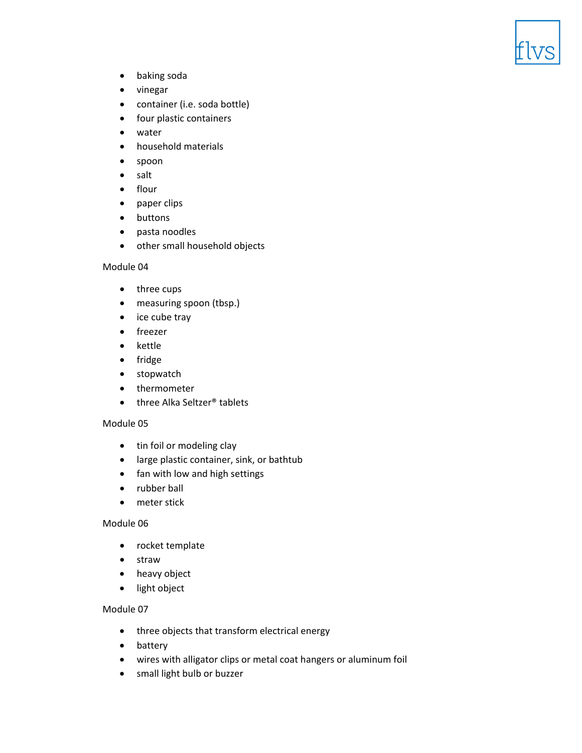- baking soda
- vinegar
- container (i.e. soda bottle)
- four plastic containers
- water
- household materials
- spoon
- salt
- flour
- paper clips
- buttons
- pasta noodles
- other small household objects

Module 04

- three cups
- measuring spoon (tbsp.)
- ice cube tray
- freezer
- kettle
- fridge
- stopwatch
- thermometer
- three Alka Seltzer® tablets

Module 05

- tin foil or modeling clay
- large plastic container, sink, or bathtub
- fan with low and high settings
- rubber ball
- meter stick

Module 06

- rocket template
- straw
- heavy object
- light object

Module 07

- three objects that transform electrical energy
- battery
- wires with alligator clips or metal coat hangers or aluminum foil
- small light bulb or buzzer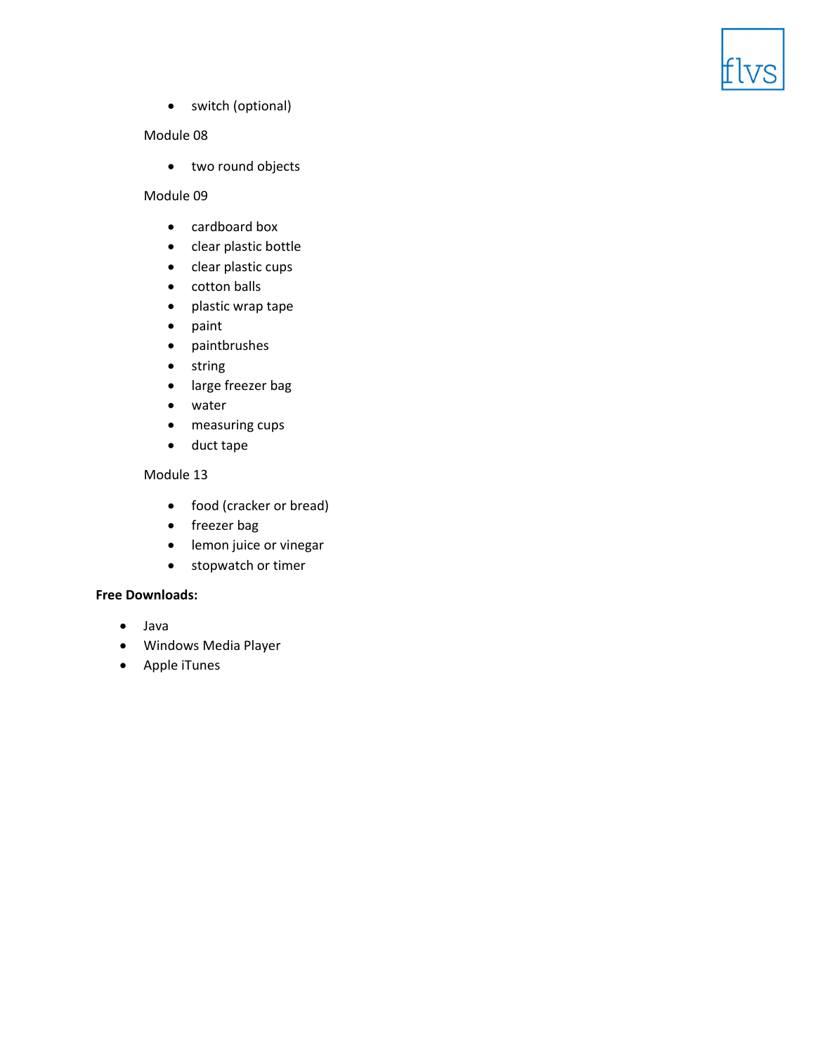- switch (optional)

Module 08

- two round objects

Module 09

- cardboard box
- clear plastic bottle
- clear plastic cups
- cotton balls
- plastic wrap tape
- paint
- paintbrushes
- string
- large freezer bag
- water
- measuring cups
- duct tape

Module 13

- food (cracker or bread)
- freezer bag
- lemon juice or vinegar
- stopwatch or timer

**Free Downloads:**

- Java
- Windows Media Player
- Apple iTunes